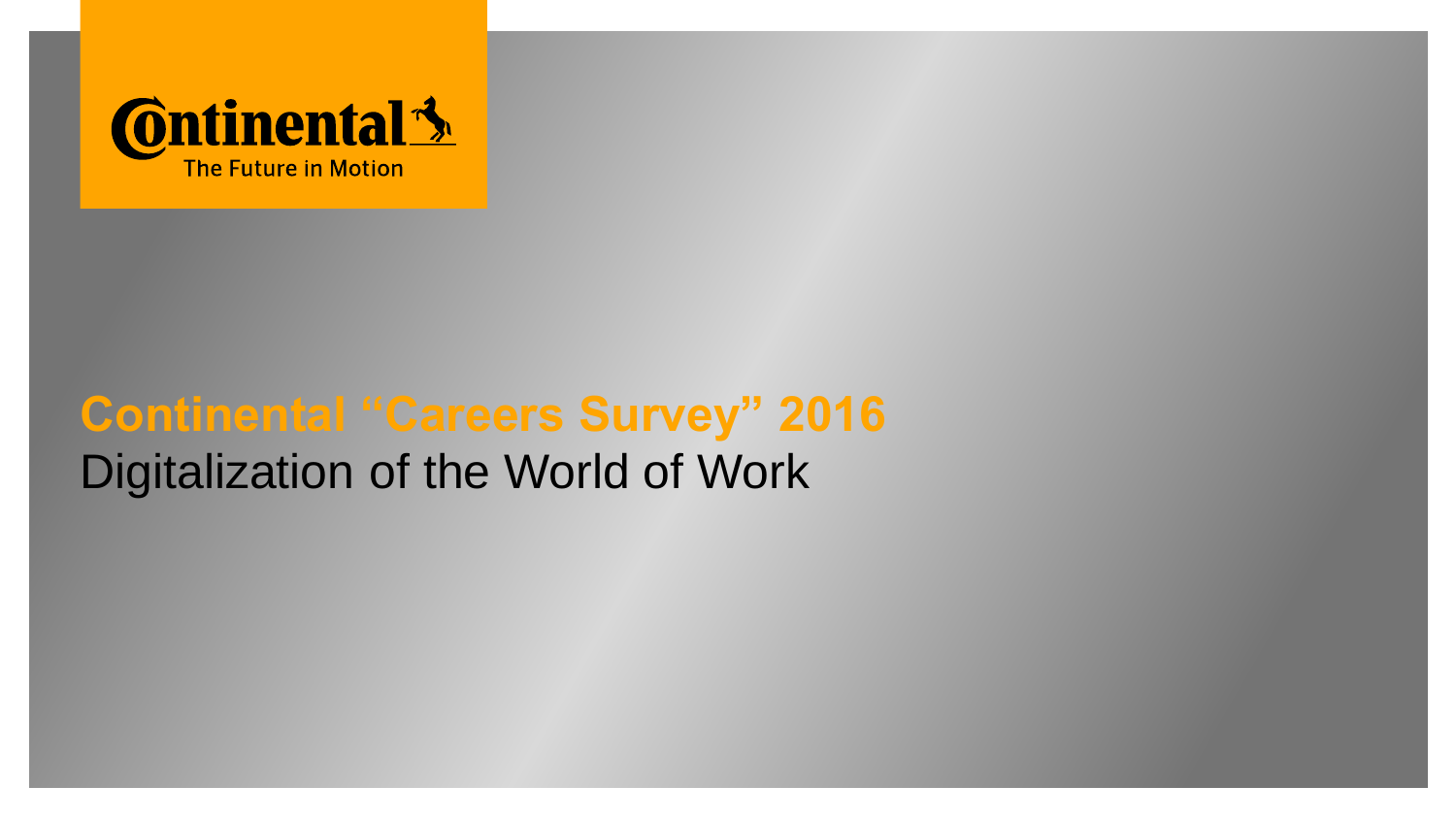Continental
The Future in Motion

# Continental “Careers Survey” 2016

## Digitalization of the World of Work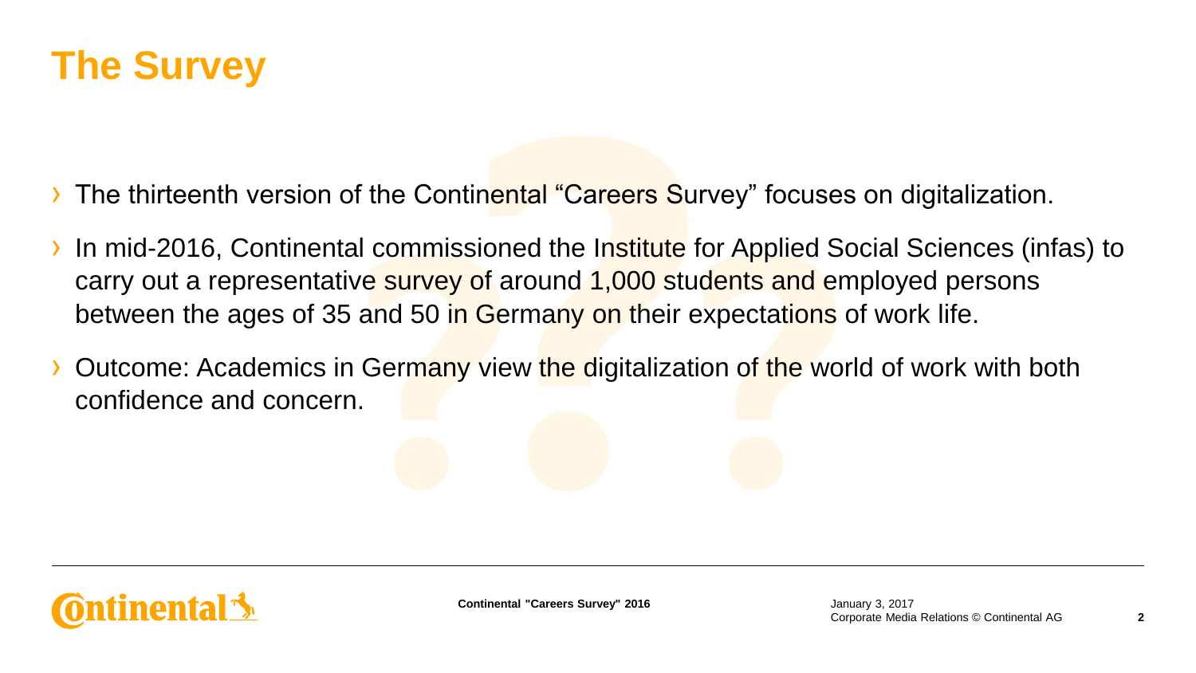# The Survey

- The thirteenth version of the Continental “Careers Survey” focuses on digitalization.
- In mid-2016, Continental commissioned the Institute for Applied Social Sciences (infas) to carry out a representative survey of around 1,000 students and employed persons between the ages of 35 and 50 in Germany on their expectations of work life.
- Outcome: Academics in Germany view the digitalization of the world of work with both confidence and concern.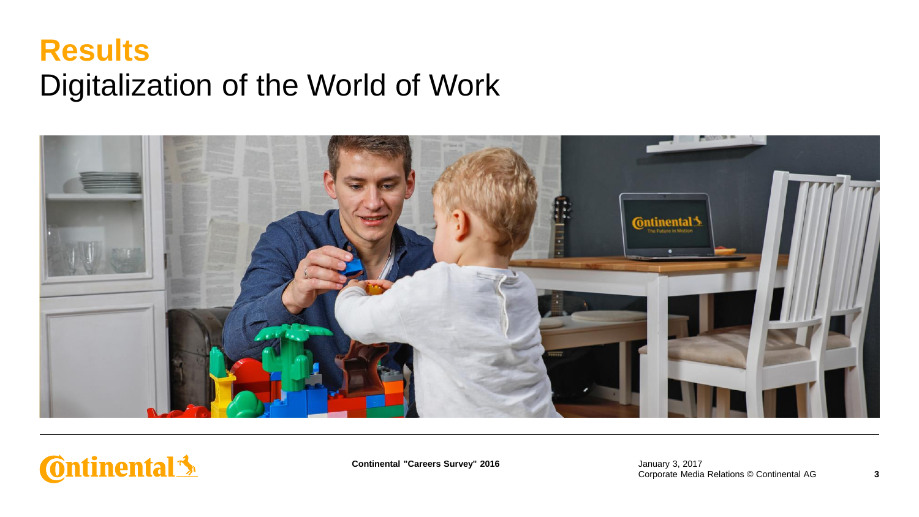# Results

## Digitalization of the World of Work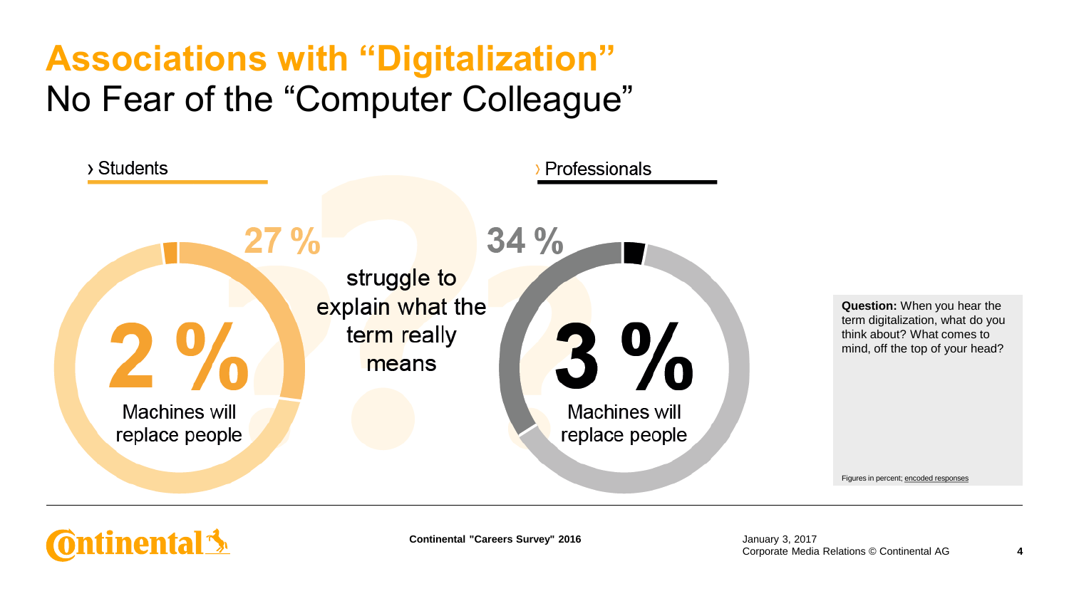# Associations with "Digitalization"

## No Fear of the "Computer Colleague"

› Students

27 %

2 %

Machines will replace people

struggle to explain what the term really means

› Professionals

34 %

3 %

Machines will replace people

**Question:** When you hear the term digitalization, what do you think about? What comes to mind, off the top of your head?

Figures in percent; encoded responses

Continental "Careers Survey" 2016

January 3, 2017
Corporate Media Relations © Continental AG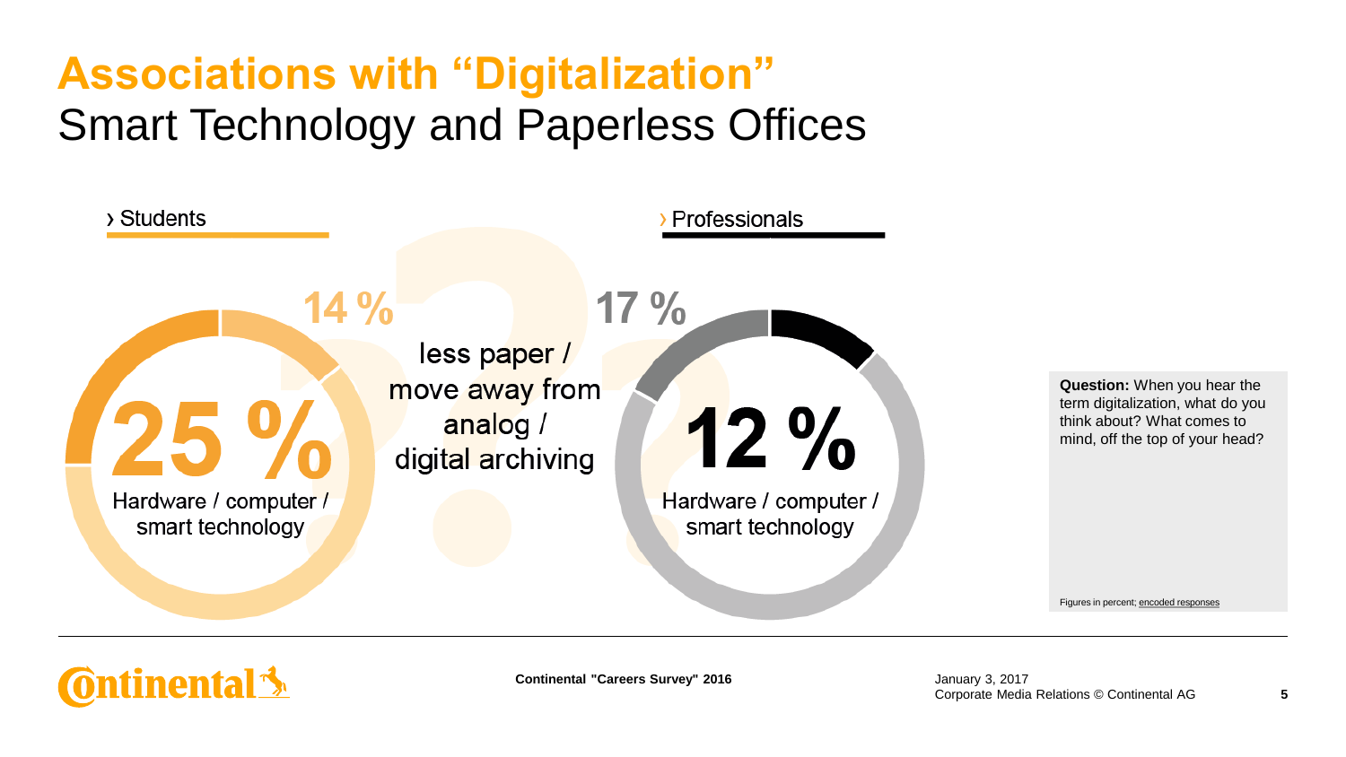# Associations with "Digitalization"

## Smart Technology and Paperless Offices

› Students

- 25 % Hardware / computer / smart technology
- 14 % less paper / move away from analog / digital archiving

› Professionals

- 12 % Hardware / computer / smart technology
- 17 % less paper / move away from analog / digital archiving

**Question:** When you hear the term digitalization, what do you think about? What comes to mind, off the top of your head?

Figures in percent; encoded responses

Continental "Careers Survey" 2016

January 3, 2017
Corporate Media Relations © Continental AG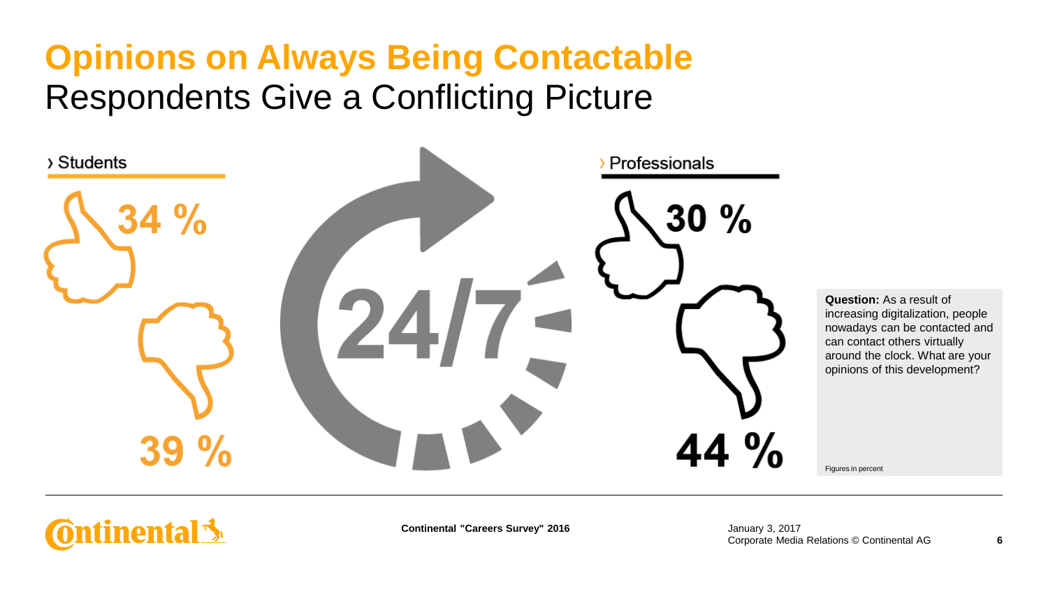# Opinions on Always Being Contactable

## Respondents Give a Conflicting Picture

› Students

34 %

39 %

24/7

› Professionals

30 %

44 %

**Question:** As a result of increasing digitalization, people nowadays can be contacted and can contact others virtually around the clock. What are your opinions of this development?

Figures in percent

**Continental "Careers Survey" 2016**

January 3, 2017
Corporate Media Relations © Continental AG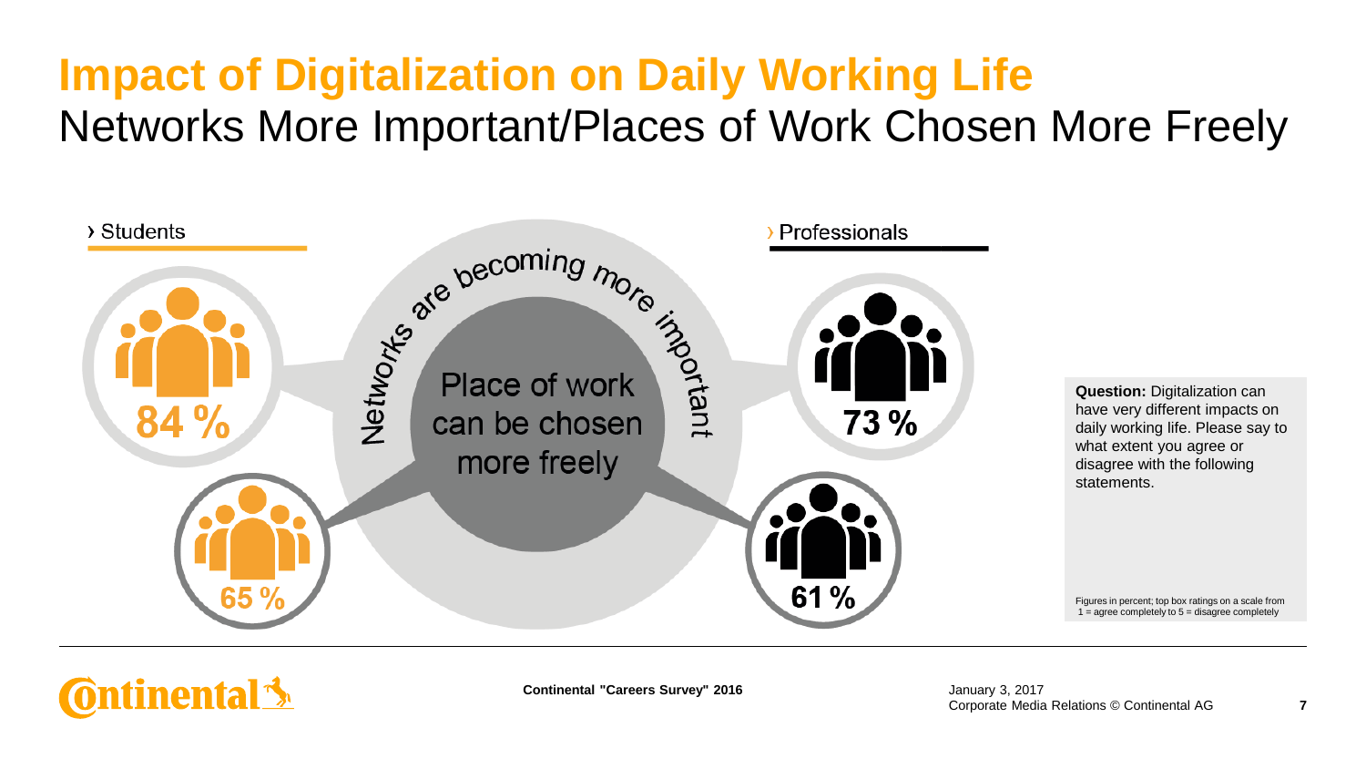# Impact of Digitalization on Daily Working Life

## Networks More Important/Places of Work Chosen More Freely

› Students

› Professionals

Networks are becoming more important

Place of work can be chosen more freely

| | Students | Professionals |
|---|---|---|
| Networks are becoming more important | 84 % | 73 % |
| Place of work can be chosen more freely | 65 % | 61 % |

**Question:** Digitalization can have very different impacts on daily working life. Please say to what extent you agree or disagree with the following statements.

Figures in percent; top box ratings on a scale from 1 = agree completely to 5 = disagree completely

Continental "Careers Survey" 2016

January 3, 2017
Corporate Media Relations © Continental AG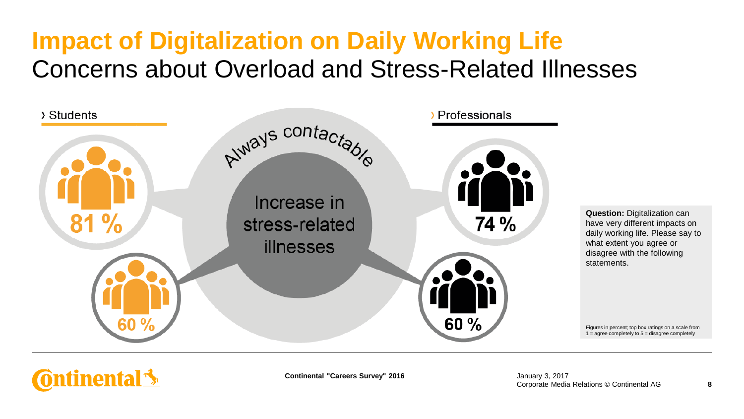# Impact of Digitalization on Daily Working Life

## Concerns about Overload and Stress-Related Illnesses

› Students

› Professionals

Always contactable

| | Students | Professionals |
|---|---|---|
| Always contactable | 81 % | 74 % |
| Increase in stress-related illnesses | 60 % | 60 % |

**Question:** Digitalization can have very different impacts on daily working life. Please say to what extent you agree or disagree with the following statements.

Figures in percent; top box ratings on a scale from 1 = agree completely to 5 = disagree completely

Continental "Careers Survey" 2016

January 3, 2017
Corporate Media Relations © Continental AG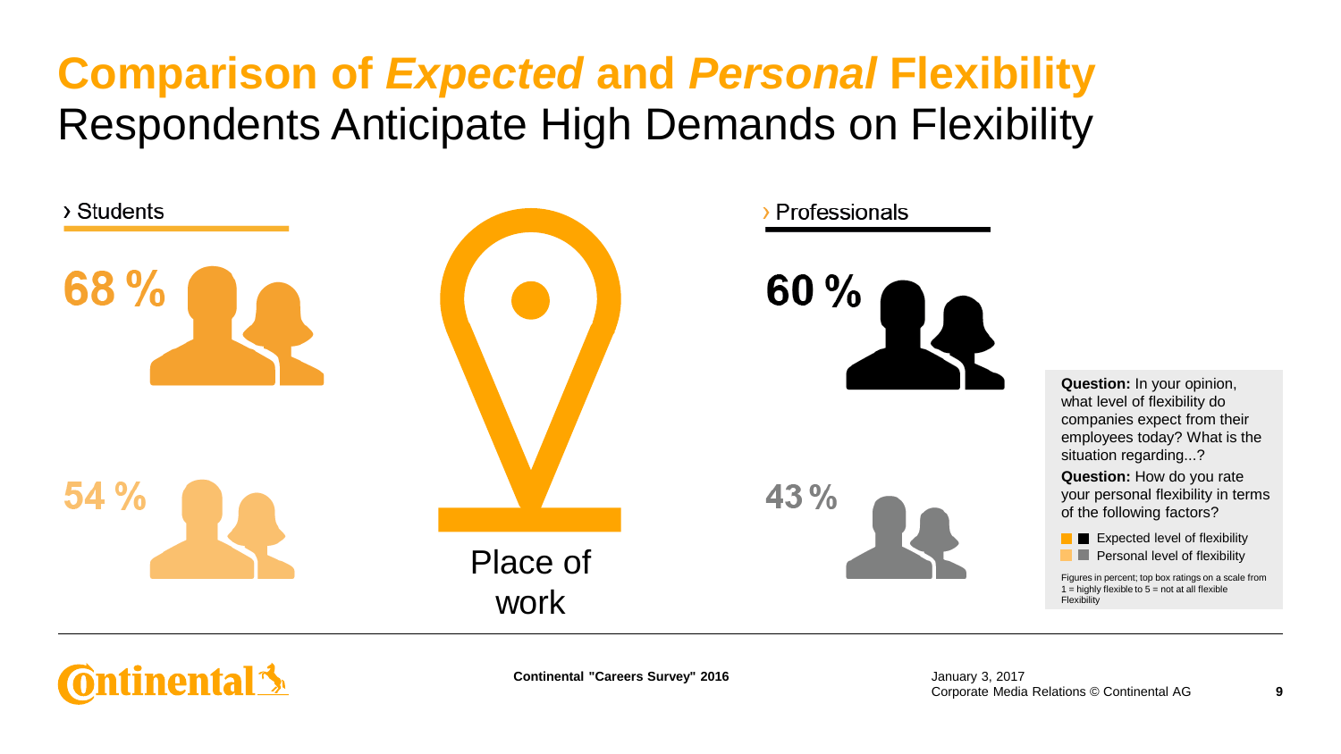# Comparison of *Expected* and *Personal* Flexibility

## Respondents Anticipate High Demands on Flexibility

› Students

68 %

54 %

Place of work

› Professionals

60 %

43 %

**Question:** In your opinion, what level of flexibility do companies expect from their employees today? What is the situation regarding...?

**Question:** How do you rate your personal flexibility in terms of the following factors?

- Expected level of flexibility
- Personal level of flexibility

Figures in percent; top box ratings on a scale from 1 = highly flexible to 5 = not at all flexible
Flexibility

Continental "Careers Survey" 2016

January 3, 2017
Corporate Media Relations © Continental AG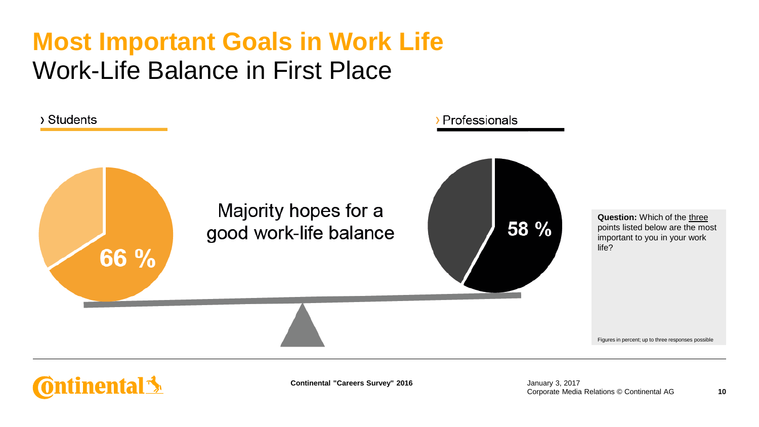# Most Important Goals in Work Life

## Work-Life Balance in First Place

› Students

66 %

Majority hopes for a good work-life balance

› Professionals

58 %

**Question:** Which of the three points listed below are the most important to you in your work life?

Figures in percent; up to three responses possible

Continental "Careers Survey" 2016

January 3, 2017
Corporate Media Relations © Continental AG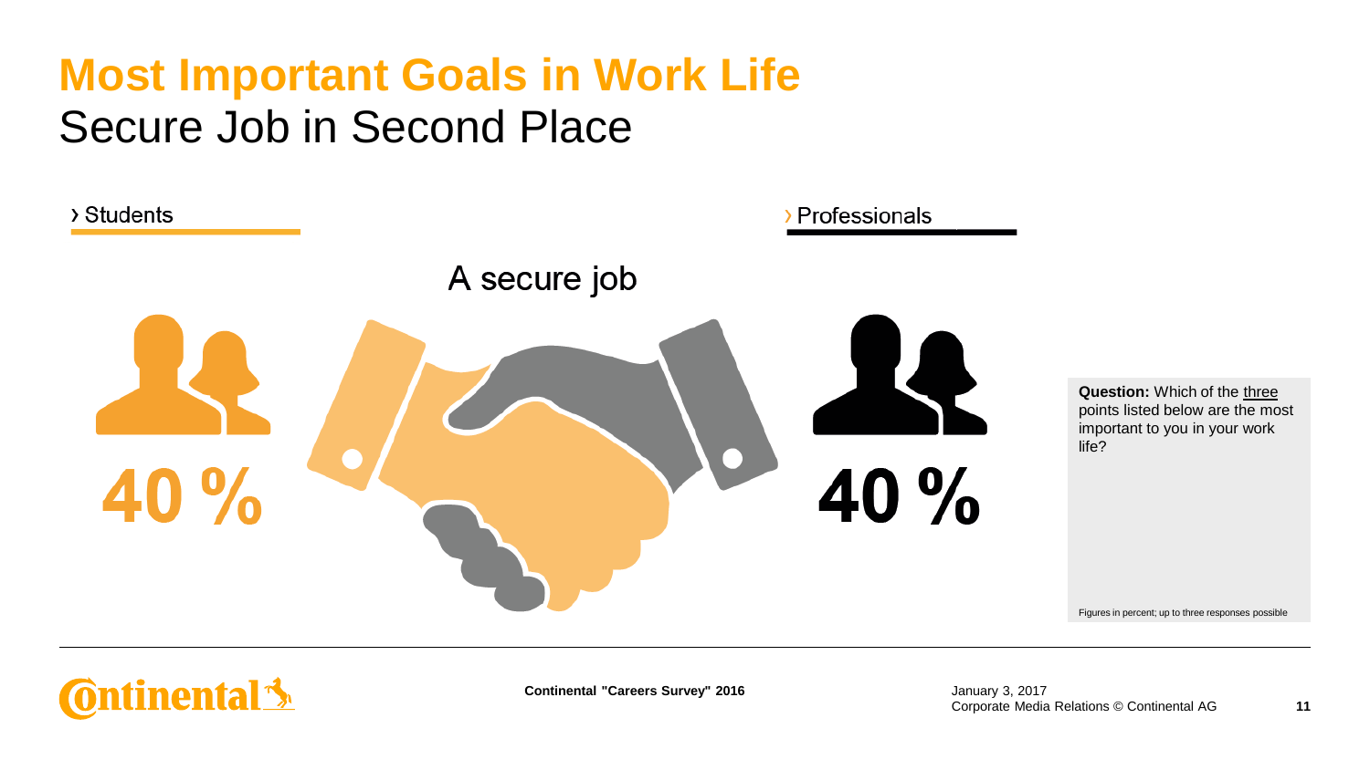# Most Important Goals in Work Life

## Secure Job in Second Place

› Students

› Professionals

A secure job

40 %

40 %

**Question:** Which of the three points listed below are the most important to you in your work life?

Figures in percent; up to three responses possible

Continental "Careers Survey" 2016

January 3, 2017
Corporate Media Relations © Continental AG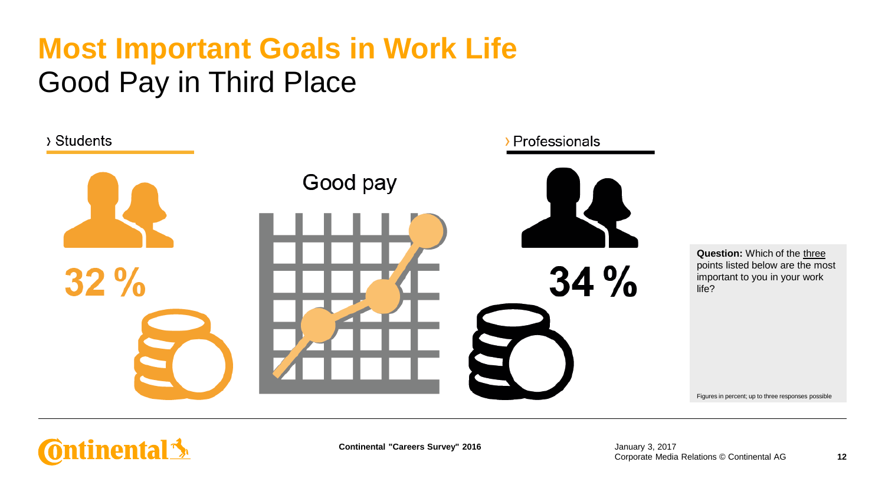# Most Important Goals in Work Life

## Good Pay in Third Place

› Students

32 %

Good pay

› Professionals

34 %

**Question:** Which of the three points listed below are the most important to you in your work life?

Figures in percent; up to three responses possible

Continental "Careers Survey" 2016

January 3, 2017
Corporate Media Relations © Continental AG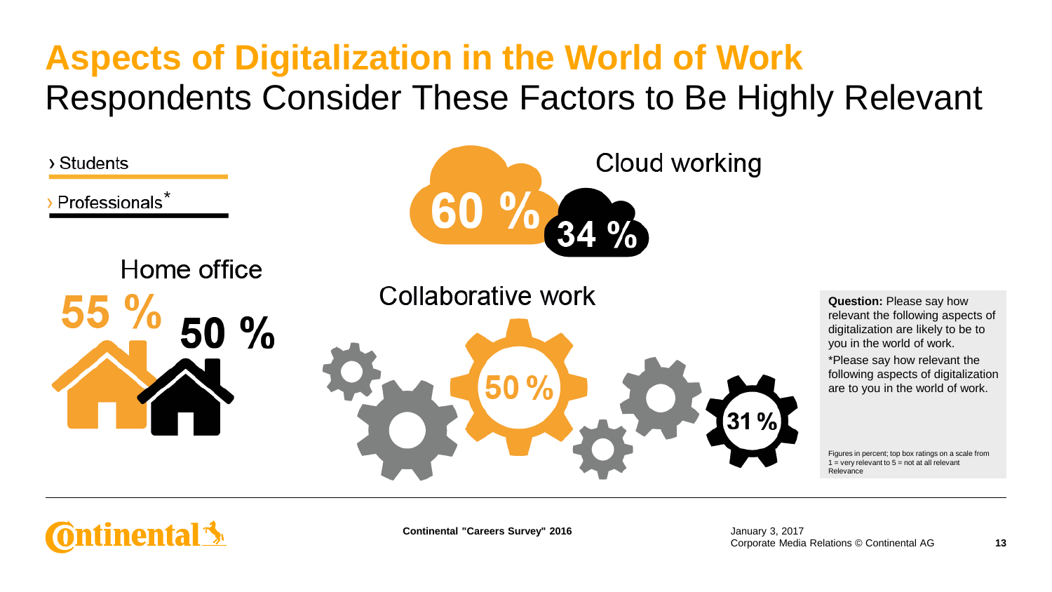# Aspects of Digitalization in the World of Work

## Respondents Consider These Factors to Be Highly Relevant

› Students

› Professionals*

**Cloud working**

- Students: 60 %
- Professionals: 34 %

**Home office**

- Students: 55 %
- Professionals: 50 %

**Collaborative work**

- Students: 50 %
- Professionals: 31 %

**Question:** Please say how relevant the following aspects of digitalization are likely to be to you in the world of work.

*Please say how relevant the following aspects of digitalization are to you in the world of work.

Figures in percent; top box ratings on a scale from 1 = very relevant to 5 = not at all relevant Relevance

Continental "Careers Survey" 2016

January 3, 2017
Corporate Media Relations © Continental AG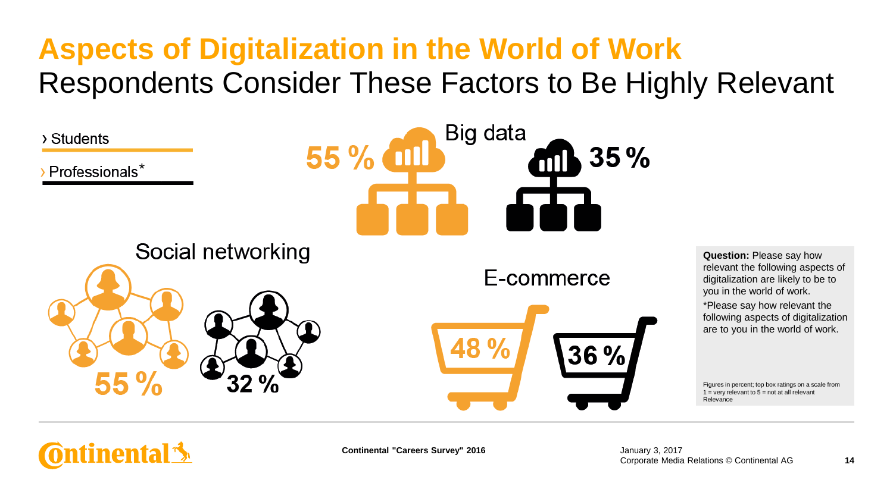# Aspects of Digitalization in the World of Work

## Respondents Consider These Factors to Be Highly Relevant

› Students

› Professionals*

| | Students | Professionals* |
|---|---|---|
| Big data | 55 % | 35 % |
| Social networking | 55 % | 32 % |
| E-commerce | 48 % | 36 % |

**Question:** Please say how relevant the following aspects of digitalization are likely to be to you in the world of work.

*Please say how relevant the following aspects of digitalization are to you in the world of work.

Figures in percent; top box ratings on a scale from 1 = very relevant to 5 = not at all relevant
Relevance

Continental "Careers Survey" 2016

January 3, 2017
Corporate Media Relations © Continental AG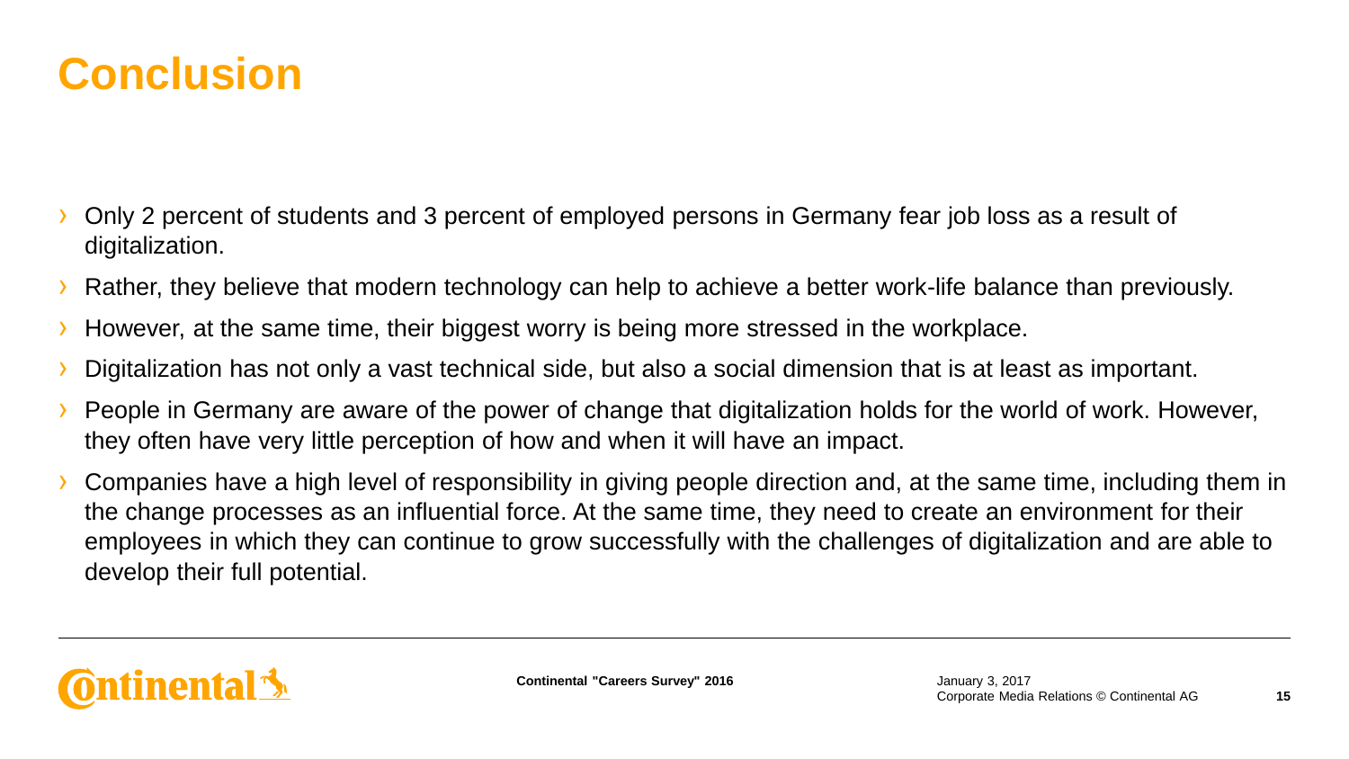# Conclusion

- Only 2 percent of students and 3 percent of employed persons in Germany fear job loss as a result of digitalization.
- Rather, they believe that modern technology can help to achieve a better work-life balance than previously.
- However, at the same time, their biggest worry is being more stressed in the workplace.
- Digitalization has not only a vast technical side, but also a social dimension that is at least as important.
- People in Germany are aware of the power of change that digitalization holds for the world of work. However, they often have very little perception of how and when it will have an impact.
- Companies have a high level of responsibility in giving people direction and, at the same time, including them in the change processes as an influential force. At the same time, they need to create an environment for their employees in which they can continue to grow successfully with the challenges of digitalization and are able to develop their full potential.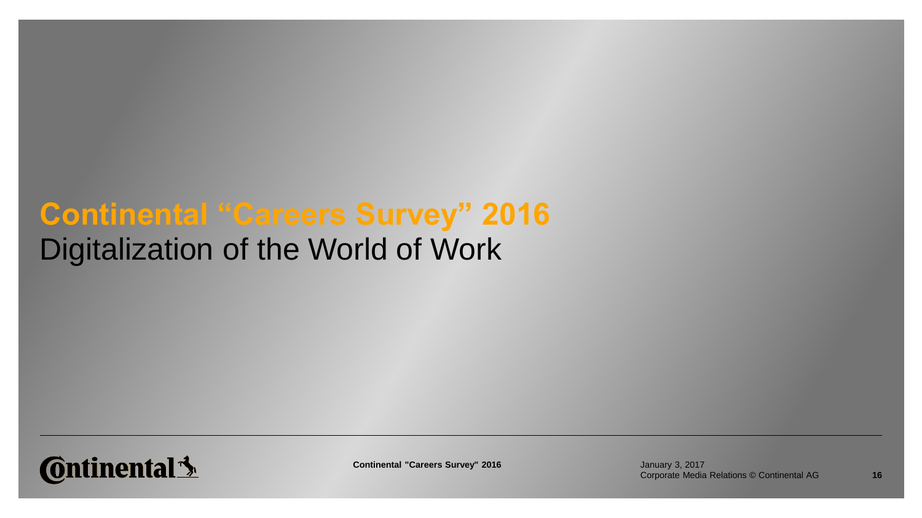# Continental "Careers Survey" 2016

Digitalization of the World of Work